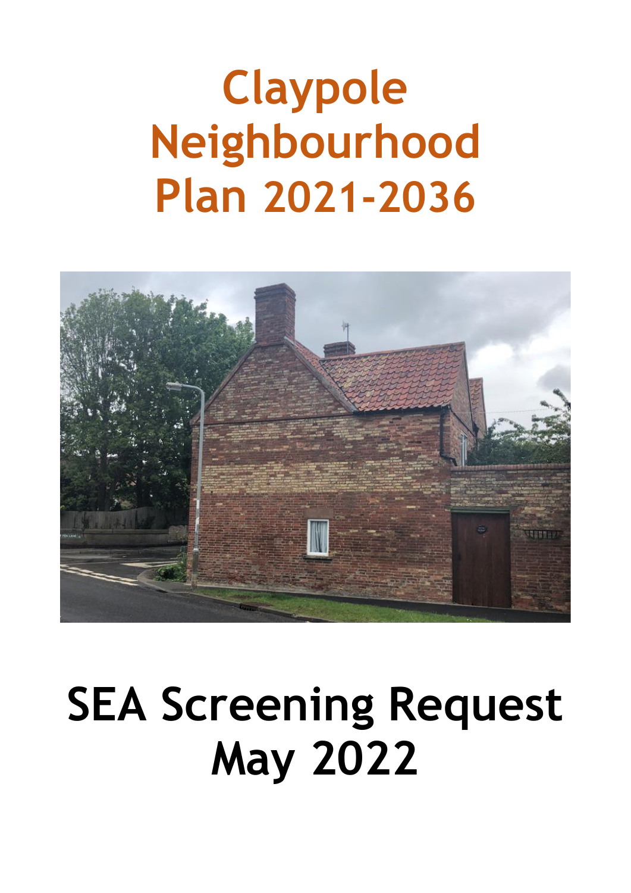# Claypole Neighbourhood Plan 2021-2036

# SEA Screening Request May 2022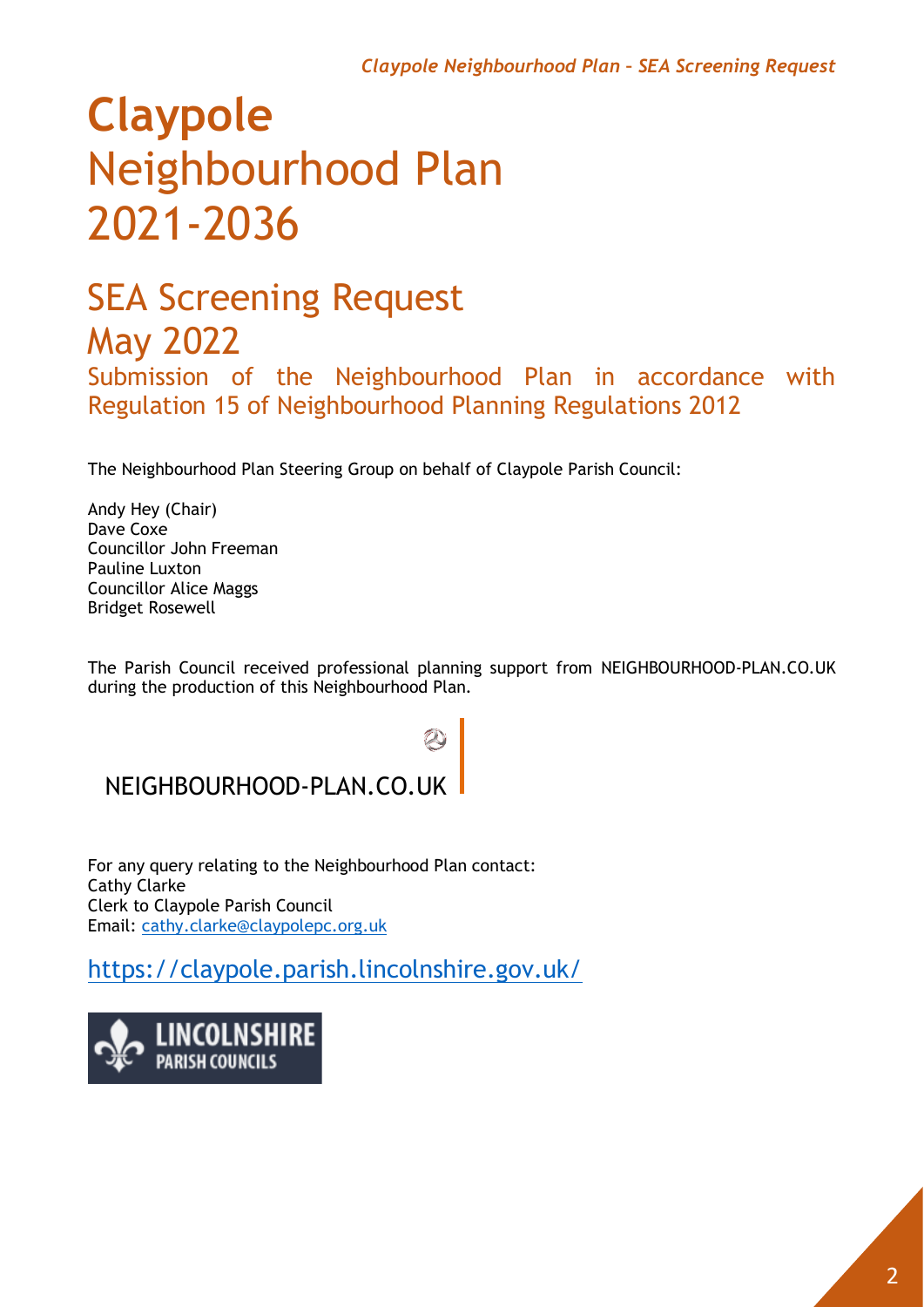# **Claypole** Neighbourhood Plan 2021-2036

## SEA Screening Request May 2022

Submission of the Neighbourhood Plan in accordance with Regulation 15 of Neighbourhood Planning Regulations 2012

The Neighbourhood Plan Steering Group on behalf of Claypole Parish Council:

Andy Hey (Chair)
Dave Coxe
Councillor John Freeman
Pauline Luxton
Councillor Alice Maggs
Bridget Rosewell

The Parish Council received professional planning support from NEIGHBOURHOOD-PLAN.CO.UK during the production of this Neighbourhood Plan.

NEIGHBOURHOOD-PLAN.CO.UK

For any query relating to the Neighbourhood Plan contact:
Cathy Clarke
Clerk to Claypole Parish Council
Email: cathy.clarke@claypolepc.org.uk

https://claypole.parish.lincolnshire.gov.uk/

LINCOLNSHIRE PARISH COUNCILS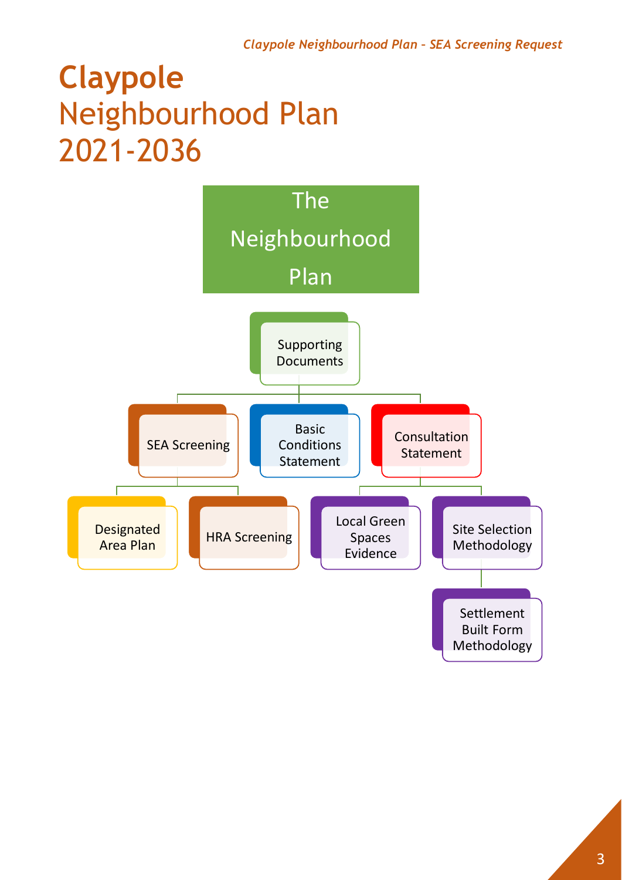# Claypole Neighbourhood Plan 2021-2036

**The Neighbourhood Plan**

- Supporting Documents
  - SEA Screening
    - Designated Area Plan
    - HRA Screening
  - Basic Conditions Statement
  - Consultation Statement
    - Local Green Spaces Evidence
    - Site Selection Methodology
      - Settlement Built Form Methodology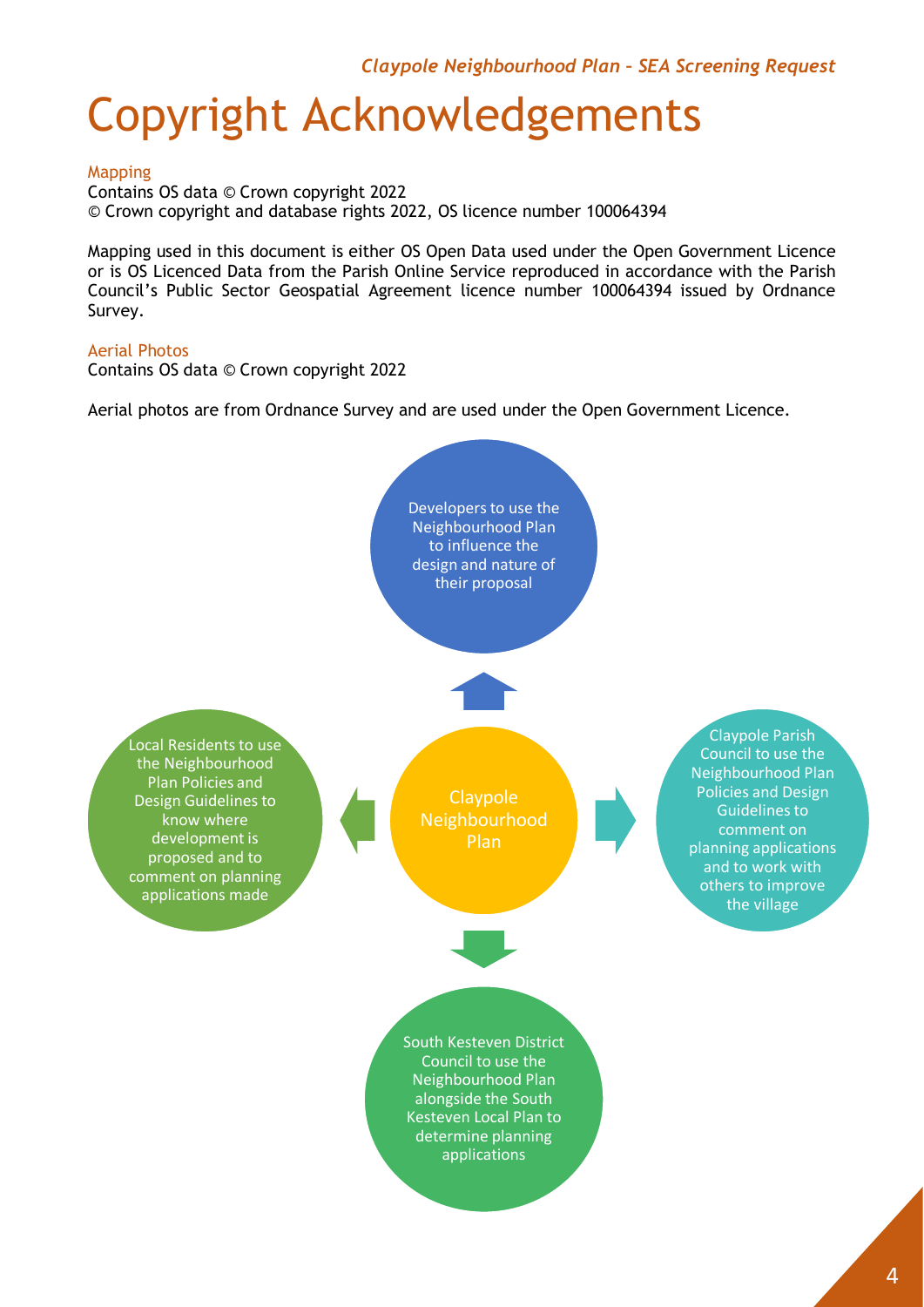# Copyright Acknowledgements

## Mapping

Contains OS data © Crown copyright 2022
© Crown copyright and database rights 2022, OS licence number 100064394

Mapping used in this document is either OS Open Data used under the Open Government Licence or is OS Licenced Data from the Parish Online Service reproduced in accordance with the Parish Council's Public Sector Geospatial Agreement licence number 100064394 issued by Ordnance Survey.

## Aerial Photos

Contains OS data © Crown copyright 2022

Aerial photos are from Ordnance Survey and are used under the Open Government Licence.

Claypole Neighbourhood Plan

- Developers to use the Neighbourhood Plan to influence the design and nature of their proposal
- Claypole Parish Council to use the Neighbourhood Plan Policies and Design Guidelines to comment on planning applications and to work with others to improve the village
- South Kesteven District Council to use the Neighbourhood Plan alongside the South Kesteven Local Plan to determine planning applications
- Local Residents to use the Neighbourhood Plan Policies and Design Guidelines to know where development is proposed and to comment on planning applications made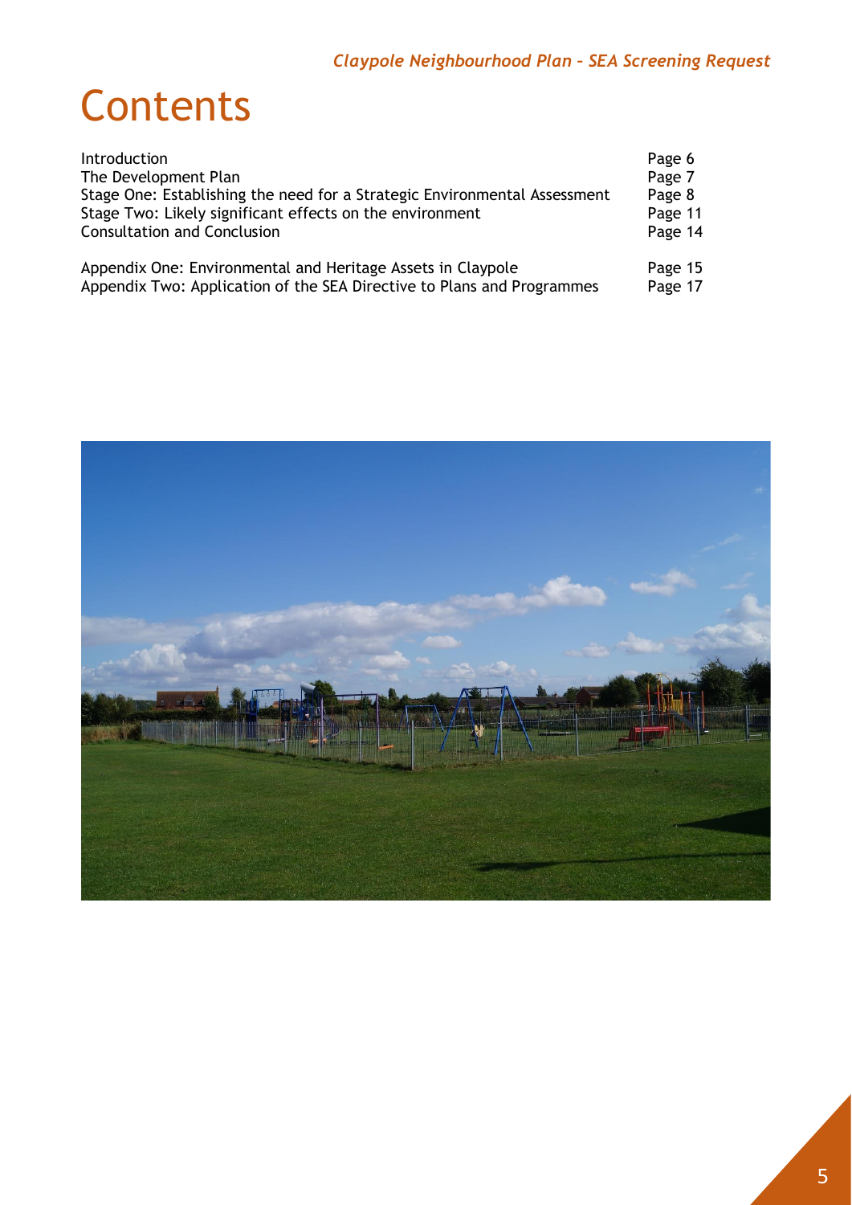# Contents

| | |
|---|---|
| Introduction | Page 6 |
| The Development Plan | Page 7 |
| Stage One: Establishing the need for a Strategic Environmental Assessment | Page 8 |
| Stage Two: Likely significant effects on the environment | Page 11 |
| Consultation and Conclusion | Page 14 |
| Appendix One: Environmental and Heritage Assets in Claypole | Page 15 |
| Appendix Two: Application of the SEA Directive to Plans and Programmes | Page 17 |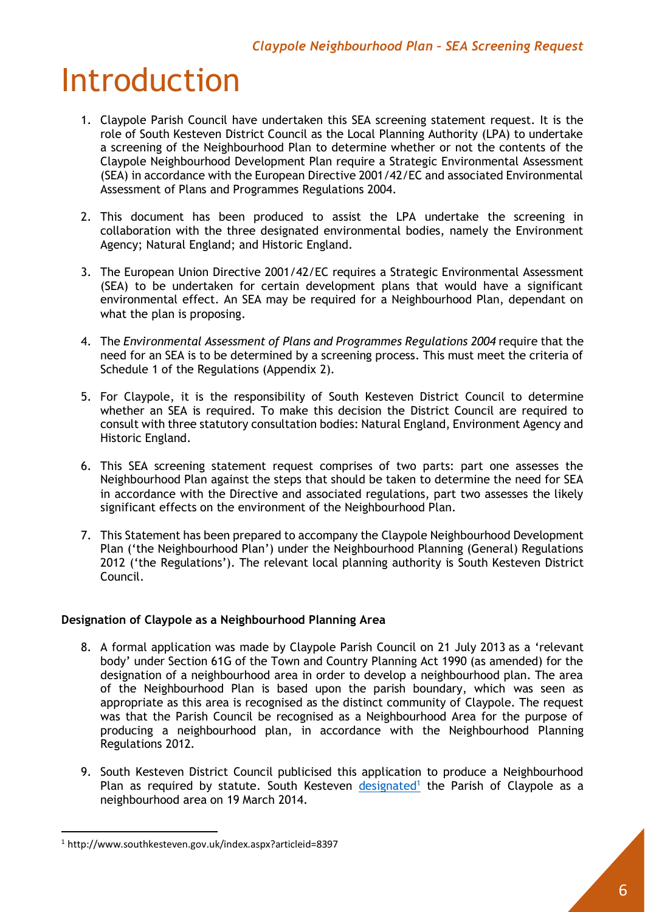# Introduction

1. Claypole Parish Council have undertaken this SEA screening statement request. It is the role of South Kesteven District Council as the Local Planning Authority (LPA) to undertake a screening of the Neighbourhood Plan to determine whether or not the contents of the Claypole Neighbourhood Development Plan require a Strategic Environmental Assessment (SEA) in accordance with the European Directive 2001/42/EC and associated Environmental Assessment of Plans and Programmes Regulations 2004.

2. This document has been produced to assist the LPA undertake the screening in collaboration with the three designated environmental bodies, namely the Environment Agency; Natural England; and Historic England.

3. The European Union Directive 2001/42/EC requires a Strategic Environmental Assessment (SEA) to be undertaken for certain development plans that would have a significant environmental effect. An SEA may be required for a Neighbourhood Plan, dependant on what the plan is proposing.

4. The *Environmental Assessment of Plans and Programmes Regulations 2004* require that the need for an SEA is to be determined by a screening process. This must meet the criteria of Schedule 1 of the Regulations (Appendix 2).

5. For Claypole, it is the responsibility of South Kesteven District Council to determine whether an SEA is required. To make this decision the District Council are required to consult with three statutory consultation bodies: Natural England, Environment Agency and Historic England.

6. This SEA screening statement request comprises of two parts: part one assesses the Neighbourhood Plan against the steps that should be taken to determine the need for SEA in accordance with the Directive and associated regulations, part two assesses the likely significant effects on the environment of the Neighbourhood Plan.

7. This Statement has been prepared to accompany the Claypole Neighbourhood Development Plan ('the Neighbourhood Plan') under the Neighbourhood Planning (General) Regulations 2012 ('the Regulations'). The relevant local planning authority is South Kesteven District Council.

**Designation of Claypole as a Neighbourhood Planning Area**

8. A formal application was made by Claypole Parish Council on 21 July 2013 as a 'relevant body' under Section 61G of the Town and Country Planning Act 1990 (as amended) for the designation of a neighbourhood area in order to develop a neighbourhood plan. The area of the Neighbourhood Plan is based upon the parish boundary, which was seen as appropriate as this area is recognised as the distinct community of Claypole. The request was that the Parish Council be recognised as a Neighbourhood Area for the purpose of producing a neighbourhood plan, in accordance with the Neighbourhood Planning Regulations 2012.

9. South Kesteven District Council publicised this application to produce a Neighbourhood Plan as required by statute. South Kesteven designated[1] the Parish of Claypole as a neighbourhood area on 19 March 2014.

[1] http://www.southkesteven.gov.uk/index.aspx?articleid=8397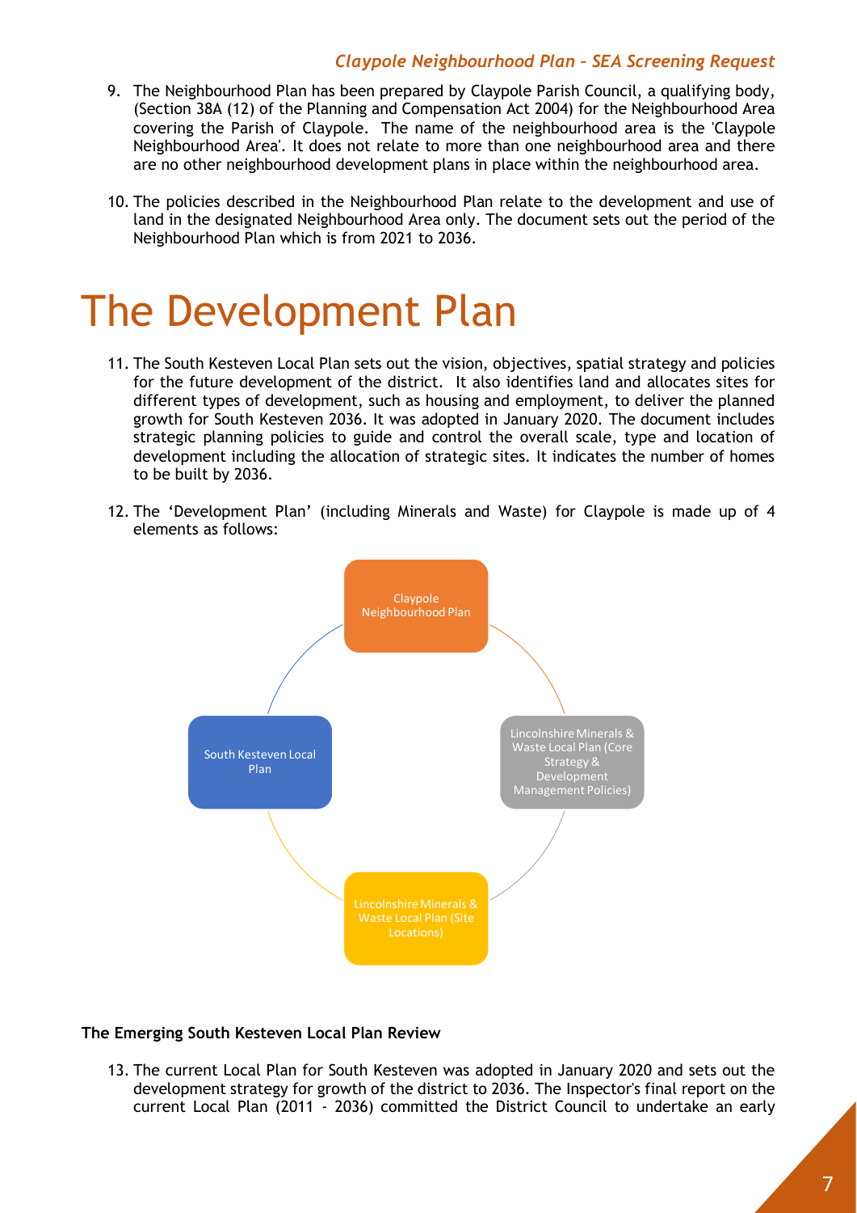9. The Neighbourhood Plan has been prepared by Claypole Parish Council, a qualifying body, (Section 38A (12) of the Planning and Compensation Act 2004) for the Neighbourhood Area covering the Parish of Claypole. The name of the neighbourhood area is the 'Claypole Neighbourhood Area'. It does not relate to more than one neighbourhood area and there are no other neighbourhood development plans in place within the neighbourhood area.

10. The policies described in the Neighbourhood Plan relate to the development and use of land in the designated Neighbourhood Area only. The document sets out the period of the Neighbourhood Plan which is from 2021 to 2036.

# The Development Plan

11. The South Kesteven Local Plan sets out the vision, objectives, spatial strategy and policies for the future development of the district. It also identifies land and allocates sites for different types of development, such as housing and employment, to deliver the planned growth for South Kesteven 2036. It was adopted in January 2020. The document includes strategic planning policies to guide and control the overall scale, type and location of development including the allocation of strategic sites. It indicates the number of homes to be built by 2036.

12. The 'Development Plan' (including Minerals and Waste) for Claypole is made up of 4 elements as follows:

- Claypole Neighbourhood Plan
- Lincolnshire Minerals & Waste Local Plan (Core Strategy & Development Management Policies)
- Lincolnshire Minerals & Waste Local Plan (Site Locations)
- South Kesteven Local Plan

**The Emerging South Kesteven Local Plan Review**

13. The current Local Plan for South Kesteven was adopted in January 2020 and sets out the development strategy for growth of the district to 2036. The Inspector's final report on the current Local Plan (2011 - 2036) committed the District Council to undertake an early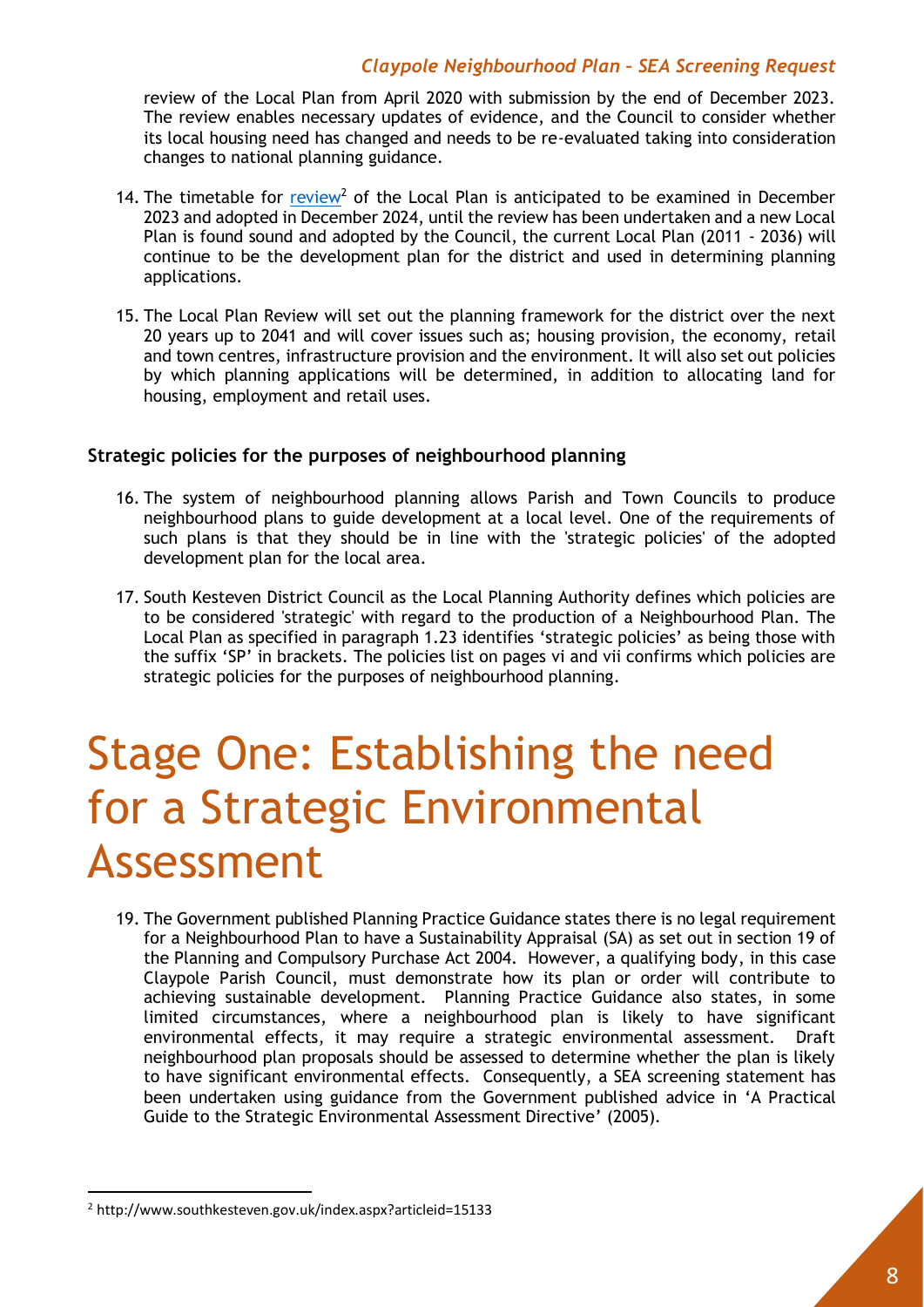review of the Local Plan from April 2020 with submission by the end of December 2023. The review enables necessary updates of evidence, and the Council to consider whether its local housing need has changed and needs to be re-evaluated taking into consideration changes to national planning guidance.

14. The timetable for review[2] of the Local Plan is anticipated to be examined in December 2023 and adopted in December 2024, until the review has been undertaken and a new Local Plan is found sound and adopted by the Council, the current Local Plan (2011 - 2036) will continue to be the development plan for the district and used in determining planning applications.

15. The Local Plan Review will set out the planning framework for the district over the next 20 years up to 2041 and will cover issues such as; housing provision, the economy, retail and town centres, infrastructure provision and the environment. It will also set out policies by which planning applications will be determined, in addition to allocating land for housing, employment and retail uses.

### Strategic policies for the purposes of neighbourhood planning

16. The system of neighbourhood planning allows Parish and Town Councils to produce neighbourhood plans to guide development at a local level. One of the requirements of such plans is that they should be in line with the 'strategic policies' of the adopted development plan for the local area.

17. South Kesteven District Council as the Local Planning Authority defines which policies are to be considered 'strategic' with regard to the production of a Neighbourhood Plan. The Local Plan as specified in paragraph 1.23 identifies 'strategic policies' as being those with the suffix 'SP' in brackets. The policies list on pages vi and vii confirms which policies are strategic policies for the purposes of neighbourhood planning.

# Stage One: Establishing the need for a Strategic Environmental Assessment

19. The Government published Planning Practice Guidance states there is no legal requirement for a Neighbourhood Plan to have a Sustainability Appraisal (SA) as set out in section 19 of the Planning and Compulsory Purchase Act 2004. However, a qualifying body, in this case Claypole Parish Council, must demonstrate how its plan or order will contribute to achieving sustainable development. Planning Practice Guidance also states, in some limited circumstances, where a neighbourhood plan is likely to have significant environmental effects, it may require a strategic environmental assessment. Draft neighbourhood plan proposals should be assessed to determine whether the plan is likely to have significant environmental effects. Consequently, a SEA screening statement has been undertaken using guidance from the Government published advice in 'A Practical Guide to the Strategic Environmental Assessment Directive' (2005).

[2] http://www.southkesteven.gov.uk/index.aspx?articleid=15133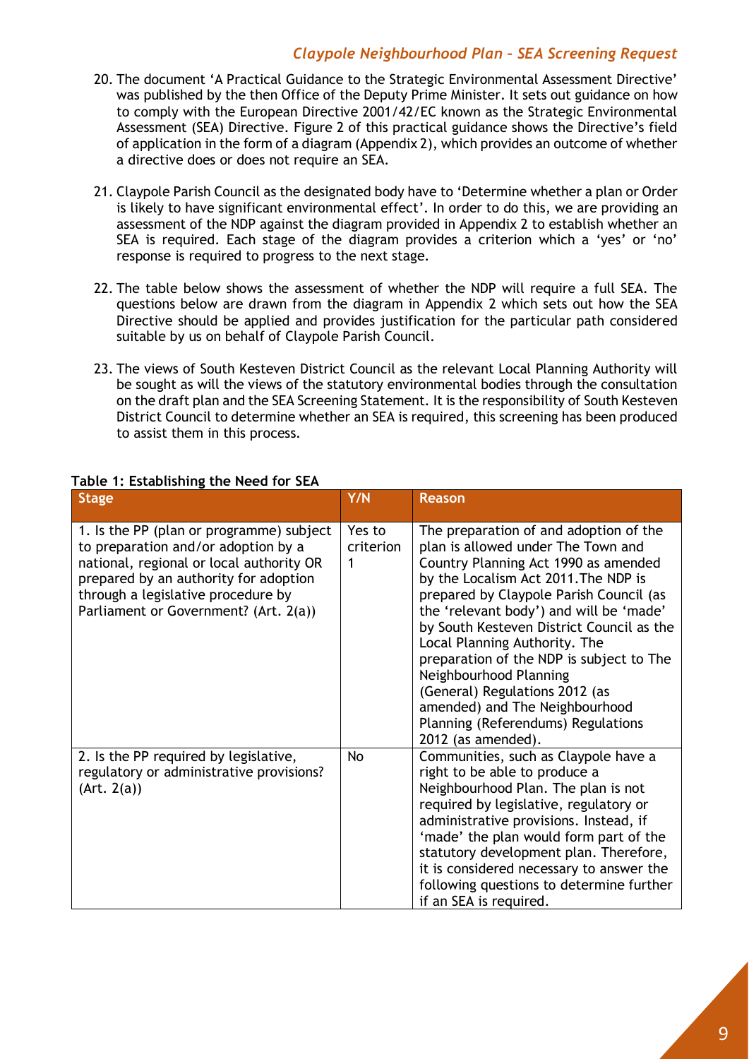20. The document 'A Practical Guidance to the Strategic Environmental Assessment Directive' was published by the then Office of the Deputy Prime Minister. It sets out guidance on how to comply with the European Directive 2001/42/EC known as the Strategic Environmental Assessment (SEA) Directive. Figure 2 of this practical guidance shows the Directive's field of application in the form of a diagram (Appendix 2), which provides an outcome of whether a directive does or does not require an SEA.

21. Claypole Parish Council as the designated body have to 'Determine whether a plan or Order is likely to have significant environmental effect'. In order to do this, we are providing an assessment of the NDP against the diagram provided in Appendix 2 to establish whether an SEA is required. Each stage of the diagram provides a criterion which a 'yes' or 'no' response is required to progress to the next stage.

22. The table below shows the assessment of whether the NDP will require a full SEA. The questions below are drawn from the diagram in Appendix 2 which sets out how the SEA Directive should be applied and provides justification for the particular path considered suitable by us on behalf of Claypole Parish Council.

23. The views of South Kesteven District Council as the relevant Local Planning Authority will be sought as will the views of the statutory environmental bodies through the consultation on the draft plan and the SEA Screening Statement. It is the responsibility of South Kesteven District Council to determine whether an SEA is required, this screening has been produced to assist them in this process.

**Table 1: Establishing the Need for SEA**

| Stage | Y/N | Reason |
|---|---|---|
| 1. Is the PP (plan or programme) subject to preparation and/or adoption by a national, regional or local authority OR prepared by an authority for adoption through a legislative procedure by Parliament or Government? (Art. 2(a)) | Yes to criterion 1 | The preparation of and adoption of the plan is allowed under The Town and Country Planning Act 1990 as amended by the Localism Act 2011.The NDP is prepared by Claypole Parish Council (as the 'relevant body') and will be 'made' by South Kesteven District Council as the Local Planning Authority. The preparation of the NDP is subject to The Neighbourhood Planning (General) Regulations 2012 (as amended) and The Neighbourhood Planning (Referendums) Regulations 2012 (as amended). |
| 2. Is the PP required by legislative, regulatory or administrative provisions? (Art. 2(a)) | No | Communities, such as Claypole have a right to be able to produce a Neighbourhood Plan. The plan is not required by legislative, regulatory or administrative provisions. Instead, if 'made' the plan would form part of the statutory development plan. Therefore, it is considered necessary to answer the following questions to determine further if an SEA is required. |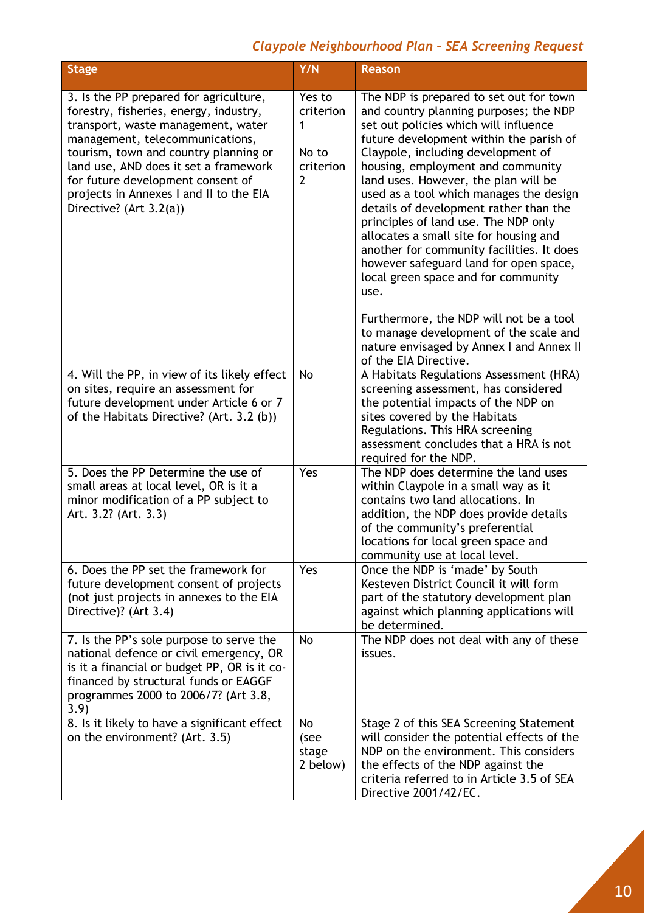| Stage | Y/N | Reason |
|---|---|---|
| 3. Is the PP prepared for agriculture, forestry, fisheries, energy, industry, transport, waste management, water management, telecommunications, tourism, town and country planning or land use, AND does it set a framework for future development consent of projects in Annexes I and II to the EIA Directive? (Art 3.2(a)) | Yes to criterion 1<br><br>No to criterion 2 | The NDP is prepared to set out for town and country planning purposes; the NDP set out policies which will influence future development within the parish of Claypole, including development of housing, employment and community land uses. However, the plan will be used as a tool which manages the design details of development rather than the principles of land use. The NDP only allocates a small site for housing and another for community facilities. It does however safeguard land for open space, local green space and for community use.<br><br>Furthermore, the NDP will not be a tool to manage development of the scale and nature envisaged by Annex I and Annex II of the EIA Directive. |
| 4. Will the PP, in view of its likely effect on sites, require an assessment for future development under Article 6 or 7 of the Habitats Directive? (Art. 3.2 (b)) | No | A Habitats Regulations Assessment (HRA) screening assessment, has considered the potential impacts of the NDP on sites covered by the Habitats Regulations. This HRA screening assessment concludes that a HRA is not required for the NDP. |
| 5. Does the PP Determine the use of small areas at local level, OR is it a minor modification of a PP subject to Art. 3.2? (Art. 3.3) | Yes | The NDP does determine the land uses within Claypole in a small way as it contains two land allocations. In addition, the NDP does provide details of the community's preferential locations for local green space and community use at local level. |
| 6. Does the PP set the framework for future development consent of projects (not just projects in annexes to the EIA Directive)? (Art 3.4) | Yes | Once the NDP is 'made' by South Kesteven District Council it will form part of the statutory development plan against which planning applications will be determined. |
| 7. Is the PP's sole purpose to serve the national defence or civil emergency, OR is it a financial or budget PP, OR is it co-financed by structural funds or EAGGF programmes 2000 to 2006/7? (Art 3.8, 3.9) | No | The NDP does not deal with any of these issues. |
| 8. Is it likely to have a significant effect on the environment? (Art. 3.5) | No (see stage 2 below) | Stage 2 of this SEA Screening Statement will consider the potential effects of the NDP on the environment. This considers the effects of the NDP against the criteria referred to in Article 3.5 of SEA Directive 2001/42/EC. |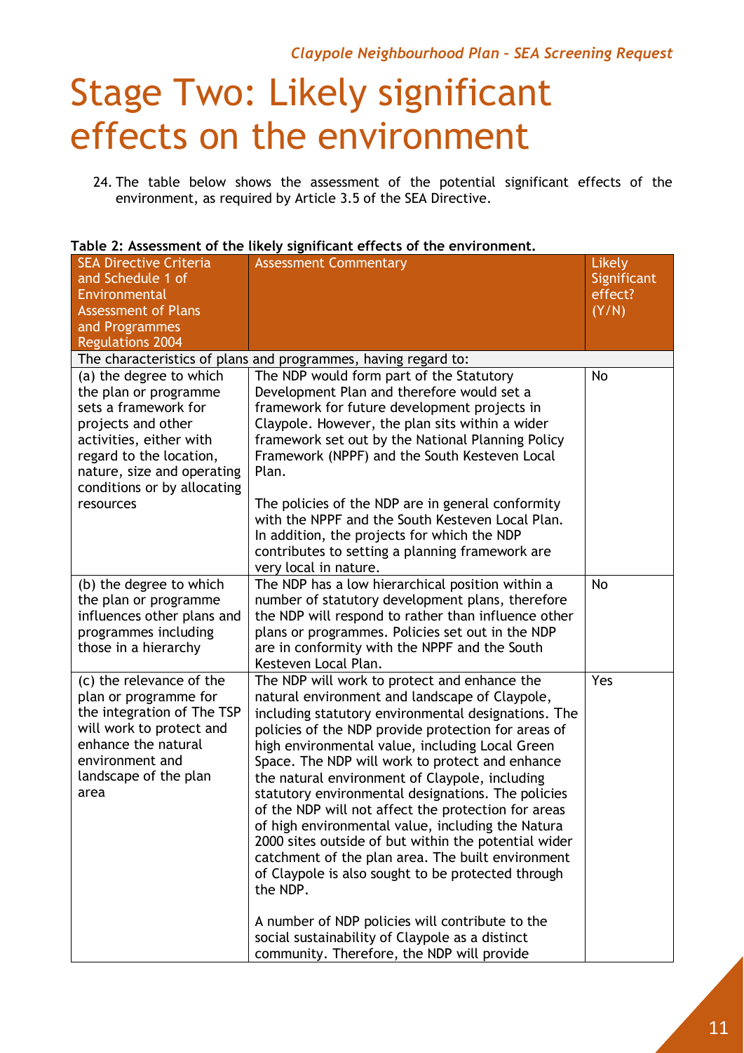# Stage Two: Likely significant effects on the environment

24. The table below shows the assessment of the potential significant effects of the environment, as required by Article 3.5 of the SEA Directive.

**Table 2: Assessment of the likely significant effects of the environment.**

| SEA Directive Criteria and Schedule 1 of Environmental Assessment of Plans and Programmes Regulations 2004 | Assessment Commentary | Likely Significant effect? (Y/N) |
|---|---|---|
| The characteristics of plans and programmes, having regard to: | | |
| (a) the degree to which the plan or programme sets a framework for projects and other activities, either with regard to the location, nature, size and operating conditions or by allocating resources | The NDP would form part of the Statutory Development Plan and therefore would set a framework for future development projects in Claypole. However, the plan sits within a wider framework set out by the National Planning Policy Framework (NPPF) and the South Kesteven Local Plan.<br><br>The policies of the NDP are in general conformity with the NPPF and the South Kesteven Local Plan. In addition, the projects for which the NDP contributes to setting a planning framework are very local in nature. | No |
| (b) the degree to which the plan or programme influences other plans and programmes including those in a hierarchy | The NDP has a low hierarchical position within a number of statutory development plans, therefore the NDP will respond to rather than influence other plans or programmes. Policies set out in the NDP are in conformity with the NPPF and the South Kesteven Local Plan. | No |
| (c) the relevance of the plan or programme for the integration of The TSP will work to protect and enhance the natural environment and landscape of the plan area | The NDP will work to protect and enhance the natural environment and landscape of Claypole, including statutory environmental designations. The policies of the NDP provide protection for areas of high environmental value, including Local Green Space. The NDP will work to protect and enhance the natural environment of Claypole, including statutory environmental designations. The policies of the NDP will not affect the protection for areas of high environmental value, including the Natura 2000 sites outside of but within the potential wider catchment of the plan area. The built environment of Claypole is also sought to be protected through the NDP.<br><br>A number of NDP policies will contribute to the social sustainability of Claypole as a distinct community. Therefore, the NDP will provide | Yes |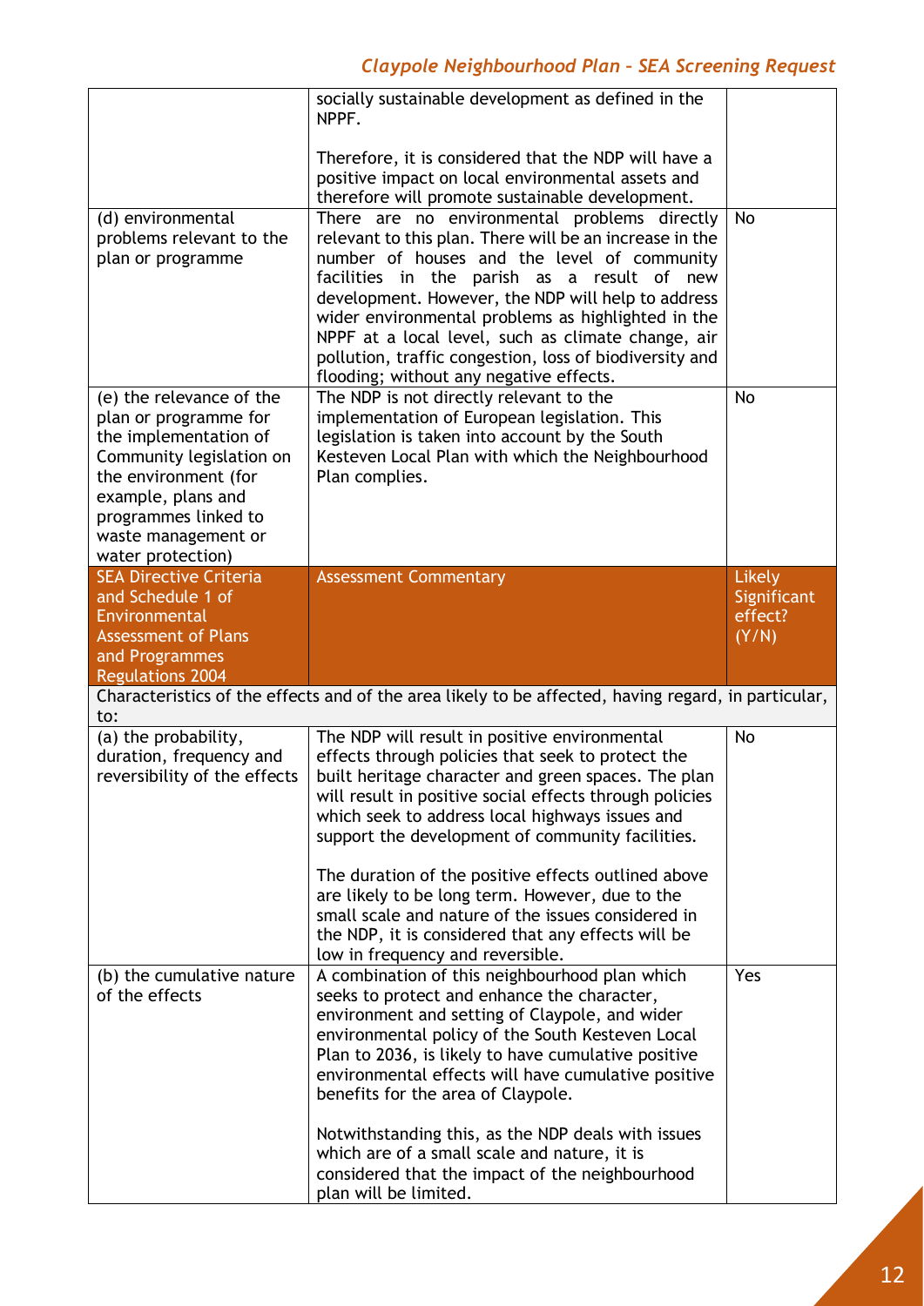| | | |
|---|---|---|
| | socially sustainable development as defined in the NPPF.<br><br>Therefore, it is considered that the NDP will have a positive impact on local environmental assets and therefore will promote sustainable development. | |
| (d) environmental problems relevant to the plan or programme | There are no environmental problems directly relevant to this plan. There will be an increase in the number of houses and the level of community facilities in the parish as a result of new development. However, the NDP will help to address wider environmental problems as highlighted in the NPPF at a local level, such as climate change, air pollution, traffic congestion, loss of biodiversity and flooding; without any negative effects. | No |
| (e) the relevance of the plan or programme for the implementation of Community legislation on the environment (for example, plans and programmes linked to waste management or water protection) | The NDP is not directly relevant to the implementation of European legislation. This legislation is taken into account by the South Kesteven Local Plan with which the Neighbourhood Plan complies. | No |

| SEA Directive Criteria and Schedule 1 of Environmental Assessment of Plans and Programmes Regulations 2004 | Assessment Commentary | Likely Significant effect? (Y/N) |
|---|---|---|
| Characteristics of the effects and of the area likely to be affected, having regard, in particular, to: | | |
| (a) the probability, duration, frequency and reversibility of the effects | The NDP will result in positive environmental effects through policies that seek to protect the built heritage character and green spaces. The plan will result in positive social effects through policies which seek to address local highways issues and support the development of community facilities.<br><br>The duration of the positive effects outlined above are likely to be long term. However, due to the small scale and nature of the issues considered in the NDP, it is considered that any effects will be low in frequency and reversible. | No |
| (b) the cumulative nature of the effects | A combination of this neighbourhood plan which seeks to protect and enhance the character, environment and setting of Claypole, and wider environmental policy of the South Kesteven Local Plan to 2036, is likely to have cumulative positive environmental effects will have cumulative positive benefits for the area of Claypole.<br><br>Notwithstanding this, as the NDP deals with issues which are of a small scale and nature, it is considered that the impact of the neighbourhood plan will be limited. | Yes |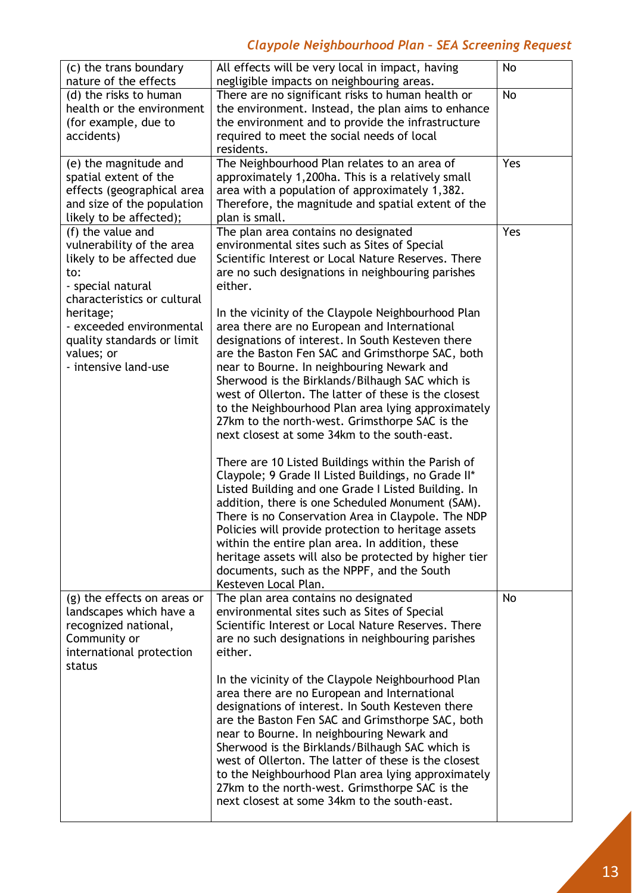| (c) the trans boundary nature of the effects | All effects will be very local in impact, having negligible impacts on neighbouring areas. | No |
|---|---|---|
| (d) the risks to human health or the environment (for example, due to accidents) | There are no significant risks to human health or the environment. Instead, the plan aims to enhance the environment and to provide the infrastructure required to meet the social needs of local residents. | No |
| (e) the magnitude and spatial extent of the effects (geographical area and size of the population likely to be affected); | The Neighbourhood Plan relates to an area of approximately 1,200ha. This is a relatively small area with a population of approximately 1,382. Therefore, the magnitude and spatial extent of the plan is small. | Yes |
| (f) the value and vulnerability of the area likely to be affected due to:<br>- special natural characteristics or cultural heritage;<br>- exceeded environmental quality standards or limit values; or<br>- intensive land-use | The plan area contains no designated environmental sites such as Sites of Special Scientific Interest or Local Nature Reserves. There are no such designations in neighbouring parishes either.<br><br>In the vicinity of the Claypole Neighbourhood Plan area there are no European and International designations of interest. In South Kesteven there are the Baston Fen SAC and Grimsthorpe SAC, both near to Bourne. In neighbouring Newark and Sherwood is the Birklands/Bilhaugh SAC which is west of Ollerton. The latter of these is the closest to the Neighbourhood Plan area lying approximately 27km to the north-west. Grimsthorpe SAC is the next closest at some 34km to the south-east.<br><br>There are 10 Listed Buildings within the Parish of Claypole; 9 Grade II Listed Buildings, no Grade II* Listed Building and one Grade I Listed Building. In addition, there is one Scheduled Monument (SAM). There is no Conservation Area in Claypole. The NDP Policies will provide protection to heritage assets within the entire plan area. In addition, these heritage assets will also be protected by higher tier documents, such as the NPPF, and the South Kesteven Local Plan. | Yes |
| (g) the effects on areas or landscapes which have a recognized national, Community or international protection status | The plan area contains no designated environmental sites such as Sites of Special Scientific Interest or Local Nature Reserves. There are no such designations in neighbouring parishes either.<br><br>In the vicinity of the Claypole Neighbourhood Plan area there are no European and International designations of interest. In South Kesteven there are the Baston Fen SAC and Grimsthorpe SAC, both near to Bourne. In neighbouring Newark and Sherwood is the Birklands/Bilhaugh SAC which is west of Ollerton. The latter of these is the closest to the Neighbourhood Plan area lying approximately 27km to the north-west. Grimsthorpe SAC is the next closest at some 34km to the south-east. | No |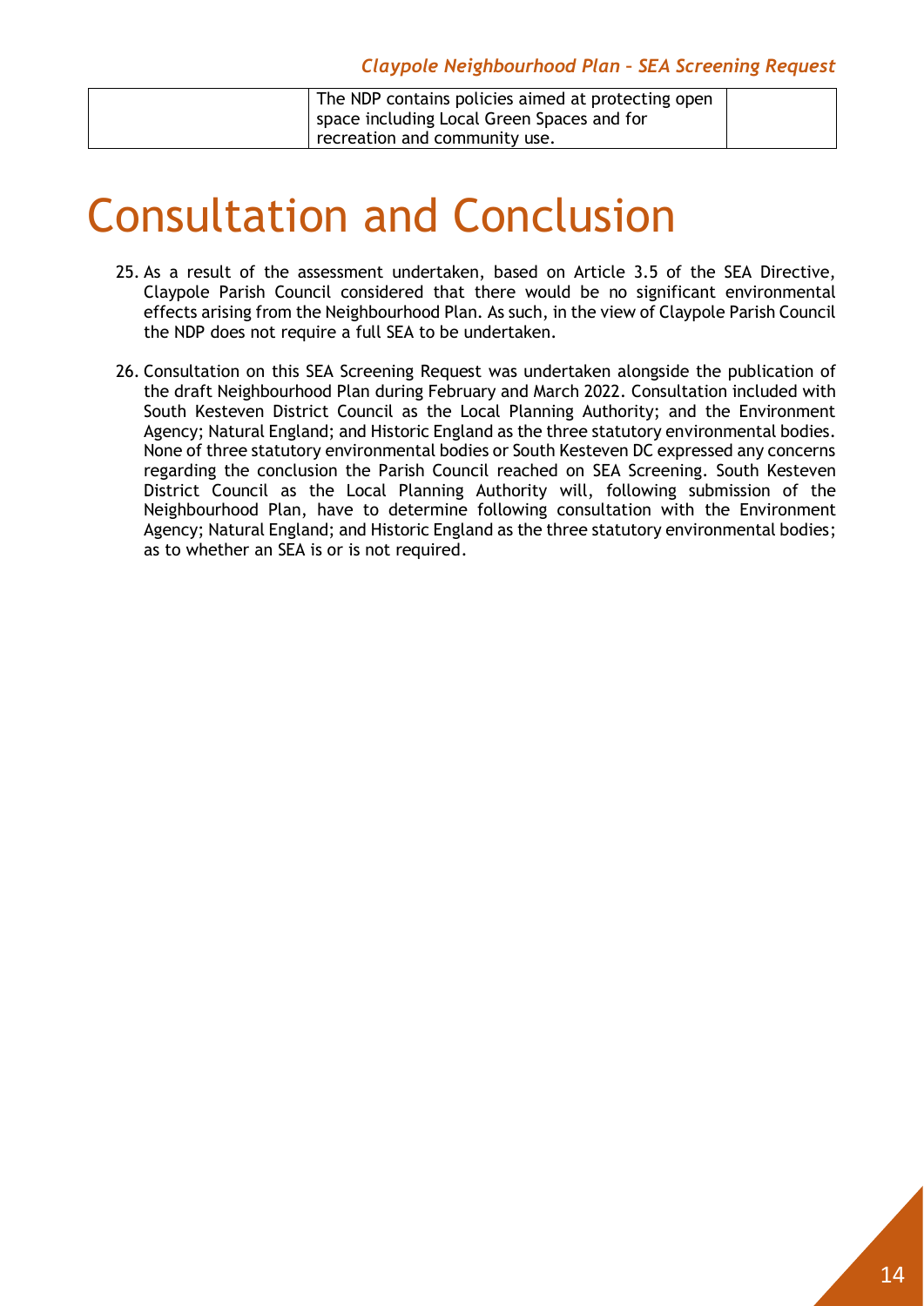|  | The NDP contains policies aimed at protecting open space including Local Green Spaces and for recreation and community use. |  |
|---|---|---|

# Consultation and Conclusion

25. As a result of the assessment undertaken, based on Article 3.5 of the SEA Directive, Claypole Parish Council considered that there would be no significant environmental effects arising from the Neighbourhood Plan. As such, in the view of Claypole Parish Council the NDP does not require a full SEA to be undertaken.

26. Consultation on this SEA Screening Request was undertaken alongside the publication of the draft Neighbourhood Plan during February and March 2022. Consultation included with South Kesteven District Council as the Local Planning Authority; and the Environment Agency; Natural England; and Historic England as the three statutory environmental bodies. None of three statutory environmental bodies or South Kesteven DC expressed any concerns regarding the conclusion the Parish Council reached on SEA Screening. South Kesteven District Council as the Local Planning Authority will, following submission of the Neighbourhood Plan, have to determine following consultation with the Environment Agency; Natural England; and Historic England as the three statutory environmental bodies; as to whether an SEA is or is not required.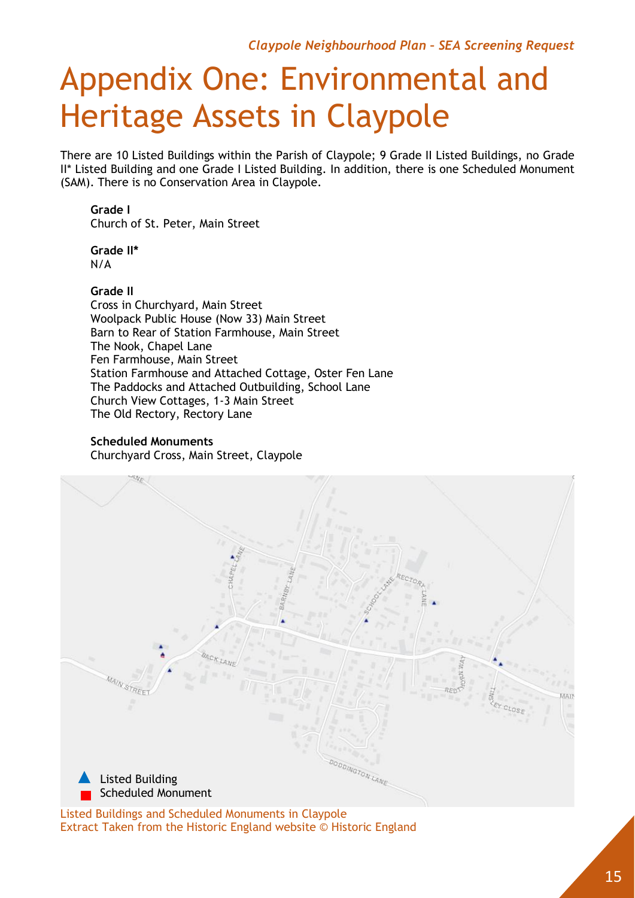# Appendix One: Environmental and Heritage Assets in Claypole

There are 10 Listed Buildings within the Parish of Claypole; 9 Grade II Listed Buildings, no Grade II* Listed Building and one Grade I Listed Building. In addition, there is one Scheduled Monument (SAM). There is no Conservation Area in Claypole.

**Grade I**
Church of St. Peter, Main Street

**Grade II***
N/A

**Grade II**
Cross in Churchyard, Main Street
Woolpack Public House (Now 33) Main Street
Barn to Rear of Station Farmhouse, Main Street
The Nook, Chapel Lane
Fen Farmhouse, Main Street
Station Farmhouse and Attached Cottage, Oster Fen Lane
The Paddocks and Attached Outbuilding, School Lane
Church View Cottages, 1-3 Main Street
The Old Rectory, Rectory Lane

**Scheduled Monuments**
Churchyard Cross, Main Street, Claypole

Listed Building
Scheduled Monument

Listed Buildings and Scheduled Monuments in Claypole
Extract Taken from the Historic England website © Historic England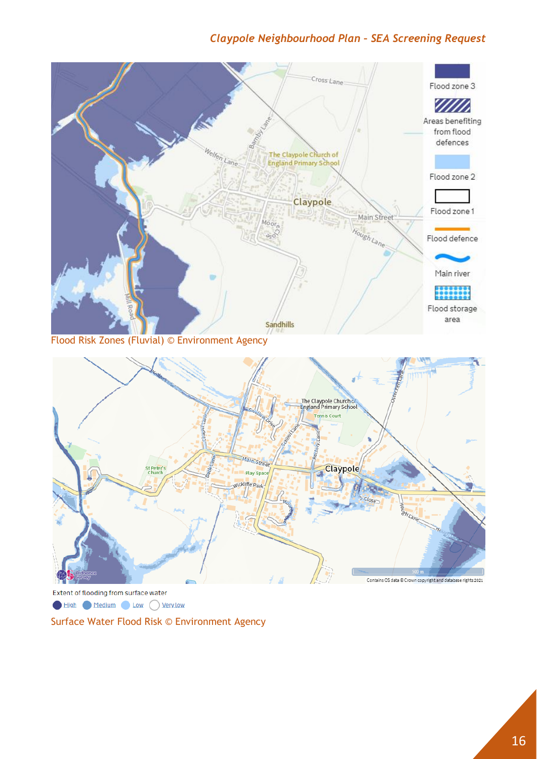Flood Risk Zones (Fluvial) © Environment Agency

Surface Water Flood Risk © Environment Agency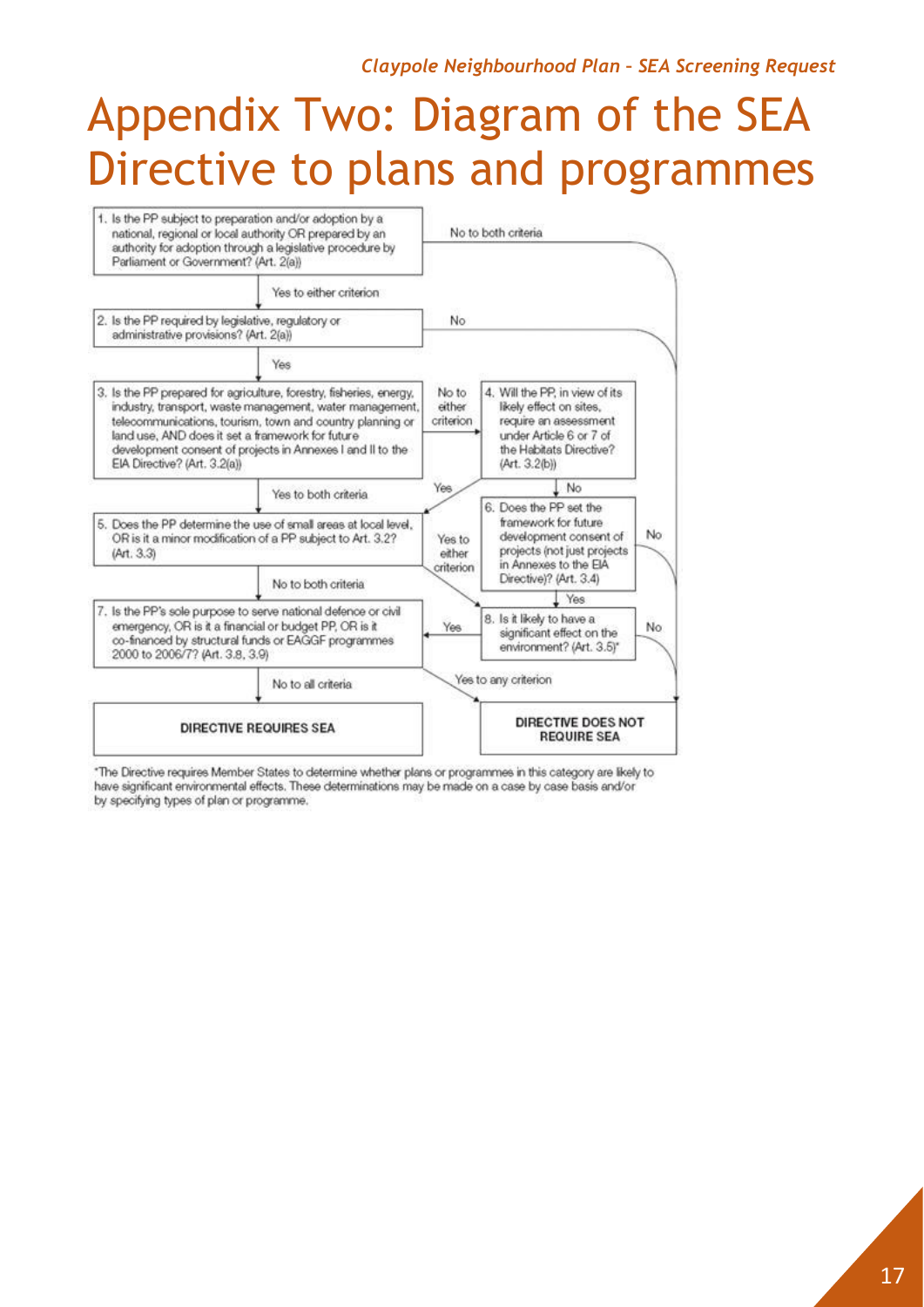# Appendix Two: Diagram of the SEA Directive to plans and programmes

1. Is the PP subject to preparation and/or adoption by a national, regional or local authority OR prepared by an authority for adoption through a legislative procedure by Parliament or Government? (Art. 2(a))

No to both criteria

Yes to either criterion

2. Is the PP required by legislative, regulatory or administrative provisions? (Art. 2(a))

No

Yes

3. Is the PP prepared for agriculture, forestry, fisheries, energy, industry, transport, waste management, water management, telecommunications, tourism, town and country planning or land use, AND does it set a framework for future development consent of projects in Annexes I and II to the EIA Directive? (Art. 3.2(a))

No to either criterion

4. Will the PP, in view of its likely effect on sites, require an assessment under Article 6 or 7 of the Habitats Directive? (Art. 3.2(b))

Yes

No

Yes to both criteria

5. Does the PP determine the use of small areas at local level, OR is it a minor modification of a PP subject to Art. 3.2? (Art. 3.3)

Yes to either criterion

6. Does the PP set the framework for future development consent of projects (not just projects in Annexes to the EIA Directive)? (Art. 3.4)

No

Yes

No to both criteria

7. Is the PP's sole purpose to serve national defence or civil emergency, OR is it a financial or budget PP, OR is it co-financed by structural funds or EAGGF programmes 2000 to 2006/7? (Art. 3.8, 3.9)

Yes

8. Is it likely to have a significant effect on the environment? (Art. 3.5)*

No

No to all criteria

Yes to any criterion

**DIRECTIVE REQUIRES SEA**

**DIRECTIVE DOES NOT REQUIRE SEA**

*The Directive requires Member States to determine whether plans or programmes in this category are likely to have significant environmental effects. These determinations may be made on a case by case basis and/or by specifying types of plan or programme.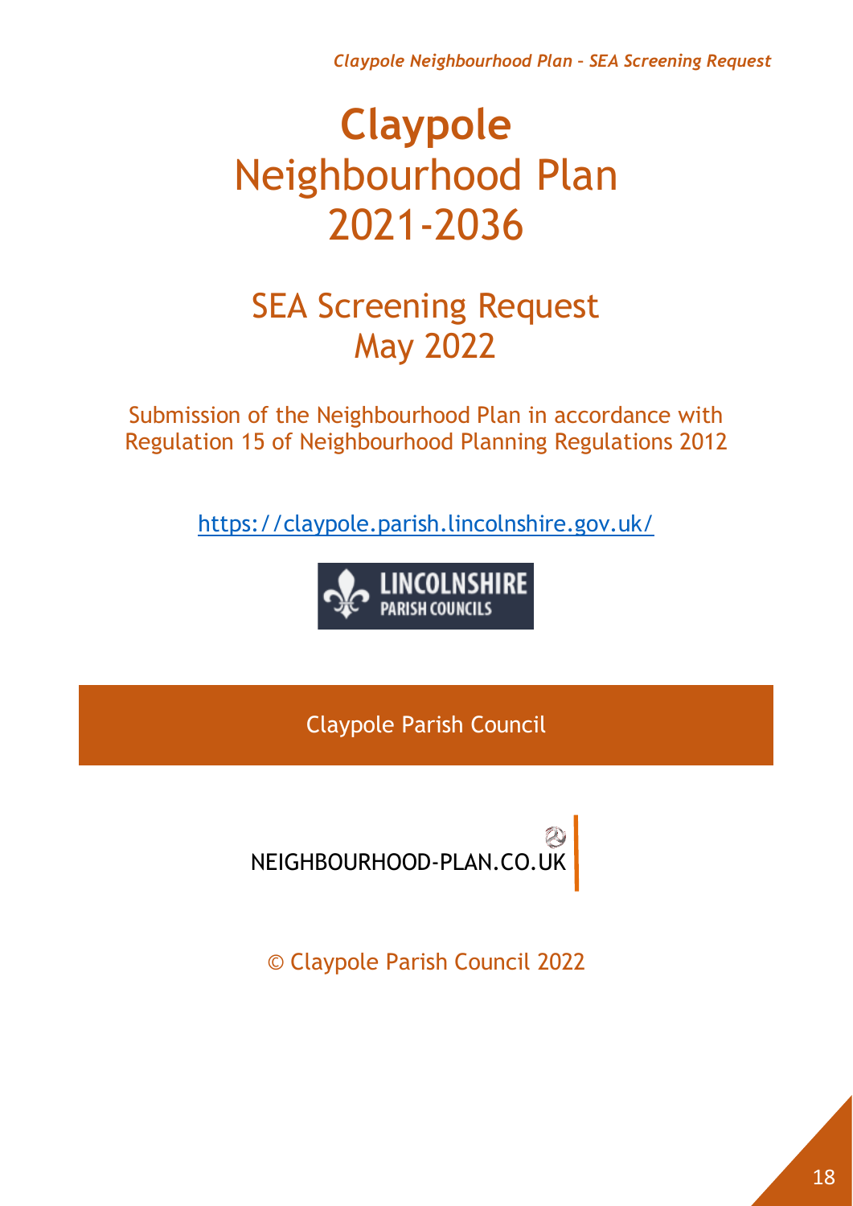# Claypole
# Neighbourhood Plan 2021-2036

## SEA Screening Request May 2022

Submission of the Neighbourhood Plan in accordance with Regulation 15 of Neighbourhood Planning Regulations 2012

https://claypole.parish.lincolnshire.gov.uk/

LINCOLNSHIRE PARISH COUNCILS

Claypole Parish Council

NEIGHBOURHOOD-PLAN.CO.UK

© Claypole Parish Council 2022